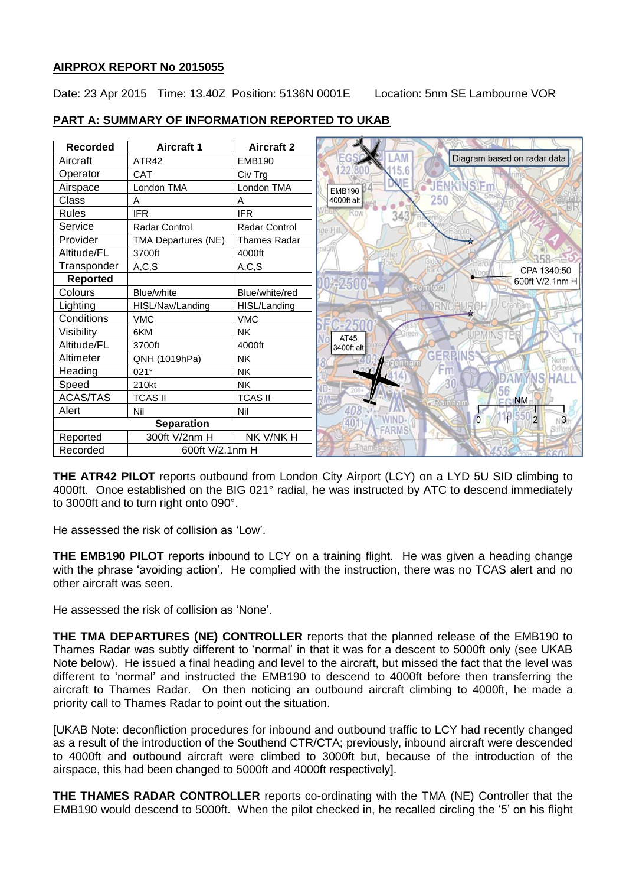**AIRPROX REPORT No 2015055**

Date: 23 Apr 2015 Time: 13.40Z Position: 5136N 0001E Location: 5nm SE Lambourne VOR

**PART A: SUMMARY OF INFORMATION REPORTED TO UKAB**

| Recorded | Aircraft 1 | Aircraft 2 |
|---|---|---|
| Aircraft | ATR42 | EMB190 |
| Operator | CAT | Civ Trg |
| Airspace | London TMA | London TMA |
| Class | A | A |
| Rules | IFR | IFR |
| Service | Radar Control | Radar Control |
| Provider | TMA Departures (NE) | Thames Radar |
| Altitude/FL | 3700ft | 4000ft |
| Transponder | A,C,S | A,C,S |
| **Reported** | | |
| Colours | Blue/white | Blue/white/red |
| Lighting | HISL/Nav/Landing | HISL/Landing |
| Conditions | VMC | VMC |
| Visibility | 6KM | NK |
| Altitude/FL | 3700ft | 4000ft |
| Altimeter | QNH (1019hPa) | NK |
| Heading | 021° | NK |
| Speed | 210kt | NK |
| ACAS/TAS | TCAS II | TCAS II |
| Alert | Nil | Nil |
| **Separation** | | |
| Reported | 300ft V/2nm H | NK V/NK H |
| Recorded | 600ft V/2.1nm H | |

Diagram based on radar data. EMB190 4000ft alt. AT45 3400ft alt. CPA 1340:50 600ft V/2.1nm H.

**THE ATR42 PILOT** reports outbound from London City Airport (LCY) on a LYD 5U SID climbing to 4000ft. Once established on the BIG 021° radial, he was instructed by ATC to descend immediately to 3000ft and to turn right onto 090°.

He assessed the risk of collision as 'Low'.

**THE EMB190 PILOT** reports inbound to LCY on a training flight. He was given a heading change with the phrase 'avoiding action'. He complied with the instruction, there was no TCAS alert and no other aircraft was seen.

He assessed the risk of collision as 'None'.

**THE TMA DEPARTURES (NE) CONTROLLER** reports that the planned release of the EMB190 to Thames Radar was subtly different to 'normal' in that it was for a descent to 5000ft only (see UKAB Note below). He issued a final heading and level to the aircraft, but missed the fact that the level was different to 'normal' and instructed the EMB190 to descend to 4000ft before then transferring the aircraft to Thames Radar. On then noticing an outbound aircraft climbing to 4000ft, he made a priority call to Thames Radar to point out the situation.

[UKAB Note: deconfliction procedures for inbound and outbound traffic to LCY had recently changed as a result of the introduction of the Southend CTR/CTA; previously, inbound aircraft were descended to 4000ft and outbound aircraft were climbed to 3000ft but, because of the introduction of the airspace, this had been changed to 5000ft and 4000ft respectively].

**THE THAMES RADAR CONTROLLER** reports co-ordinating with the TMA (NE) Controller that the EMB190 would descend to 5000ft. When the pilot checked in, he recalled circling the '5' on his flight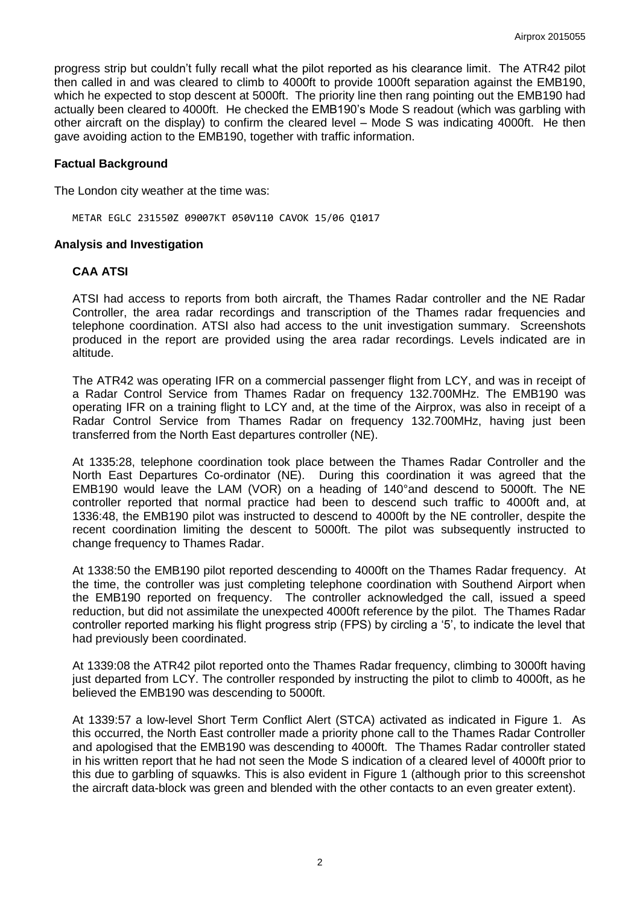progress strip but couldn't fully recall what the pilot reported as his clearance limit. The ATR42 pilot then called in and was cleared to climb to 4000ft to provide 1000ft separation against the EMB190, which he expected to stop descent at 5000ft. The priority line then rang pointing out the EMB190 had actually been cleared to 4000ft. He checked the EMB190's Mode S readout (which was garbling with other aircraft on the display) to confirm the cleared level – Mode S was indicating 4000ft. He then gave avoiding action to the EMB190, together with traffic information.

## Factual Background

The London city weather at the time was:

```
METAR EGLC 231550Z 09007KT 050V110 CAVOK 15/06 Q1017
```

## Analysis and Investigation

### CAA ATSI

ATSI had access to reports from both aircraft, the Thames Radar controller and the NE Radar Controller, the area radar recordings and transcription of the Thames radar frequencies and telephone coordination. ATSI also had access to the unit investigation summary. Screenshots produced in the report are provided using the area radar recordings. Levels indicated are in altitude.

The ATR42 was operating IFR on a commercial passenger flight from LCY, and was in receipt of a Radar Control Service from Thames Radar on frequency 132.700MHz. The EMB190 was operating IFR on a training flight to LCY and, at the time of the Airprox, was also in receipt of a Radar Control Service from Thames Radar on frequency 132.700MHz, having just been transferred from the North East departures controller (NE).

At 1335:28, telephone coordination took place between the Thames Radar Controller and the North East Departures Co-ordinator (NE). During this coordination it was agreed that the EMB190 would leave the LAM (VOR) on a heading of 140°and descend to 5000ft. The NE controller reported that normal practice had been to descend such traffic to 4000ft and, at 1336:48, the EMB190 pilot was instructed to descend to 4000ft by the NE controller, despite the recent coordination limiting the descent to 5000ft. The pilot was subsequently instructed to change frequency to Thames Radar.

At 1338:50 the EMB190 pilot reported descending to 4000ft on the Thames Radar frequency. At the time, the controller was just completing telephone coordination with Southend Airport when the EMB190 reported on frequency. The controller acknowledged the call, issued a speed reduction, but did not assimilate the unexpected 4000ft reference by the pilot. The Thames Radar controller reported marking his flight progress strip (FPS) by circling a '5', to indicate the level that had previously been coordinated.

At 1339:08 the ATR42 pilot reported onto the Thames Radar frequency, climbing to 3000ft having just departed from LCY. The controller responded by instructing the pilot to climb to 4000ft, as he believed the EMB190 was descending to 5000ft.

At 1339:57 a low-level Short Term Conflict Alert (STCA) activated as indicated in Figure 1. As this occurred, the North East controller made a priority phone call to the Thames Radar Controller and apologised that the EMB190 was descending to 4000ft. The Thames Radar controller stated in his written report that he had not seen the Mode S indication of a cleared level of 4000ft prior to this due to garbling of squawks. This is also evident in Figure 1 (although prior to this screenshot the aircraft data-block was green and blended with the other contacts to an even greater extent).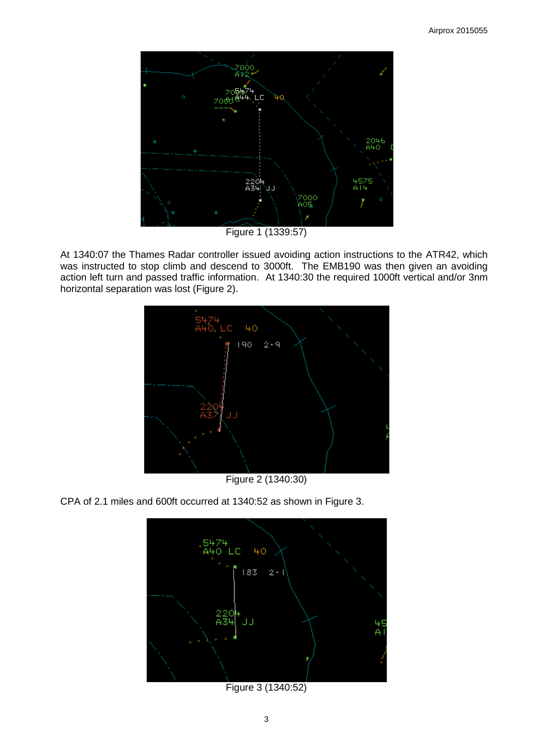Figure 1 (1339:57)

At 1340:07 the Thames Radar controller issued avoiding action instructions to the ATR42, which was instructed to stop climb and descend to 3000ft. The EMB190 was then given an avoiding action left turn and passed traffic information. At 1340:30 the required 1000ft vertical and/or 3nm horizontal separation was lost (Figure 2).

Figure 2 (1340:30)

CPA of 2.1 miles and 600ft occurred at 1340:52 as shown in Figure 3.

Figure 3 (1340:52)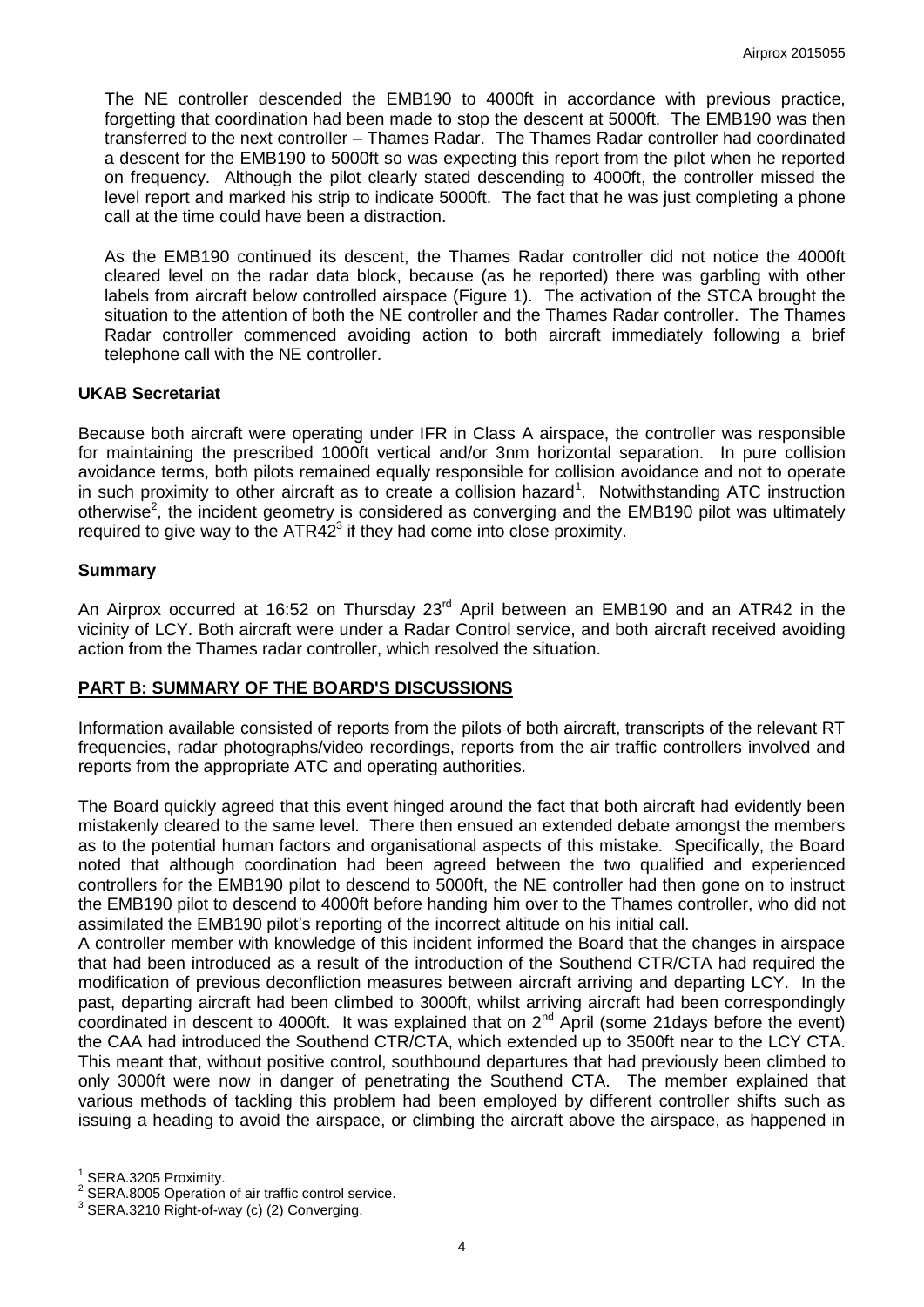The NE controller descended the EMB190 to 4000ft in accordance with previous practice, forgetting that coordination had been made to stop the descent at 5000ft. The EMB190 was then transferred to the next controller – Thames Radar. The Thames Radar controller had coordinated a descent for the EMB190 to 5000ft so was expecting this report from the pilot when he reported on frequency. Although the pilot clearly stated descending to 4000ft, the controller missed the level report and marked his strip to indicate 5000ft. The fact that he was just completing a phone call at the time could have been a distraction.

As the EMB190 continued its descent, the Thames Radar controller did not notice the 4000ft cleared level on the radar data block, because (as he reported) there was garbling with other labels from aircraft below controlled airspace (Figure 1). The activation of the STCA brought the situation to the attention of both the NE controller and the Thames Radar controller. The Thames Radar controller commenced avoiding action to both aircraft immediately following a brief telephone call with the NE controller.

### UKAB Secretariat

Because both aircraft were operating under IFR in Class A airspace, the controller was responsible for maintaining the prescribed 1000ft vertical and/or 3nm horizontal separation. In pure collision avoidance terms, both pilots remained equally responsible for collision avoidance and not to operate in such proximity to other aircraft as to create a collision hazard[1]. Notwithstanding ATC instruction otherwise[2], the incident geometry is considered as converging and the EMB190 pilot was ultimately required to give way to the ATR42[3] if they had come into close proximity.

### Summary

An Airprox occurred at 16:52 on Thursday 23rd April between an EMB190 and an ATR42 in the vicinity of LCY. Both aircraft were under a Radar Control service, and both aircraft received avoiding action from the Thames radar controller, which resolved the situation.

## PART B: SUMMARY OF THE BOARD'S DISCUSSIONS

Information available consisted of reports from the pilots of both aircraft, transcripts of the relevant RT frequencies, radar photographs/video recordings, reports from the air traffic controllers involved and reports from the appropriate ATC and operating authorities.

The Board quickly agreed that this event hinged around the fact that both aircraft had evidently been mistakenly cleared to the same level. There then ensued an extended debate amongst the members as to the potential human factors and organisational aspects of this mistake. Specifically, the Board noted that although coordination had been agreed between the two qualified and experienced controllers for the EMB190 pilot to descend to 5000ft, the NE controller had then gone on to instruct the EMB190 pilot to descend to 4000ft before handing him over to the Thames controller, who did not assimilated the EMB190 pilot's reporting of the incorrect altitude on his initial call.

A controller member with knowledge of this incident informed the Board that the changes in airspace that had been introduced as a result of the introduction of the Southend CTR/CTA had required the modification of previous deconfliction measures between aircraft arriving and departing LCY. In the past, departing aircraft had been climbed to 3000ft, whilst arriving aircraft had been correspondingly coordinated in descent to 4000ft. It was explained that on 2nd April (some 21days before the event) the CAA had introduced the Southend CTR/CTA, which extended up to 3500ft near to the LCY CTA. This meant that, without positive control, southbound departures that had previously been climbed to only 3000ft were now in danger of penetrating the Southend CTA. The member explained that various methods of tackling this problem had been employed by different controller shifts such as issuing a heading to avoid the airspace, or climbing the aircraft above the airspace, as happened in

---

[1] SERA.3205 Proximity.

[2] SERA.8005 Operation of air traffic control service.

[3] SERA.3210 Right-of-way (c) (2) Converging.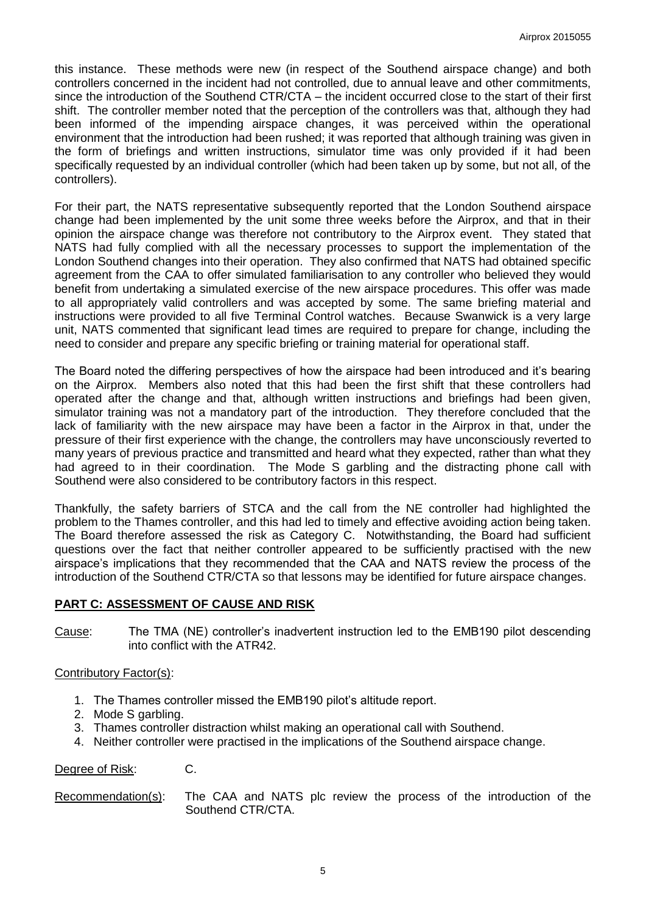this instance. These methods were new (in respect of the Southend airspace change) and both controllers concerned in the incident had not controlled, due to annual leave and other commitments, since the introduction of the Southend CTR/CTA – the incident occurred close to the start of their first shift. The controller member noted that the perception of the controllers was that, although they had been informed of the impending airspace changes, it was perceived within the operational environment that the introduction had been rushed; it was reported that although training was given in the form of briefings and written instructions, simulator time was only provided if it had been specifically requested by an individual controller (which had been taken up by some, but not all, of the controllers).

For their part, the NATS representative subsequently reported that the London Southend airspace change had been implemented by the unit some three weeks before the Airprox, and that in their opinion the airspace change was therefore not contributory to the Airprox event. They stated that NATS had fully complied with all the necessary processes to support the implementation of the London Southend changes into their operation. They also confirmed that NATS had obtained specific agreement from the CAA to offer simulated familiarisation to any controller who believed they would benefit from undertaking a simulated exercise of the new airspace procedures. This offer was made to all appropriately valid controllers and was accepted by some. The same briefing material and instructions were provided to all five Terminal Control watches. Because Swanwick is a very large unit, NATS commented that significant lead times are required to prepare for change, including the need to consider and prepare any specific briefing or training material for operational staff.

The Board noted the differing perspectives of how the airspace had been introduced and it's bearing on the Airprox. Members also noted that this had been the first shift that these controllers had operated after the change and that, although written instructions and briefings had been given, simulator training was not a mandatory part of the introduction. They therefore concluded that the lack of familiarity with the new airspace may have been a factor in the Airprox in that, under the pressure of their first experience with the change, the controllers may have unconsciously reverted to many years of previous practice and transmitted and heard what they expected, rather than what they had agreed to in their coordination. The Mode S garbling and the distracting phone call with Southend were also considered to be contributory factors in this respect.

Thankfully, the safety barriers of STCA and the call from the NE controller had highlighted the problem to the Thames controller, and this had led to timely and effective avoiding action being taken. The Board therefore assessed the risk as Category C. Notwithstanding, the Board had sufficient questions over the fact that neither controller appeared to be sufficiently practised with the new airspace's implications that they recommended that the CAA and NATS review the process of the introduction of the Southend CTR/CTA so that lessons may be identified for future airspace changes.

## PART C: ASSESSMENT OF CAUSE AND RISK

Cause: The TMA (NE) controller's inadvertent instruction led to the EMB190 pilot descending into conflict with the ATR42.

Contributory Factor(s):

1. The Thames controller missed the EMB190 pilot's altitude report.
2. Mode S garbling.
3. Thames controller distraction whilst making an operational call with Southend.
4. Neither controller were practised in the implications of the Southend airspace change.

Degree of Risk: C.

Recommendation(s): The CAA and NATS plc review the process of the introduction of the Southend CTR/CTA.